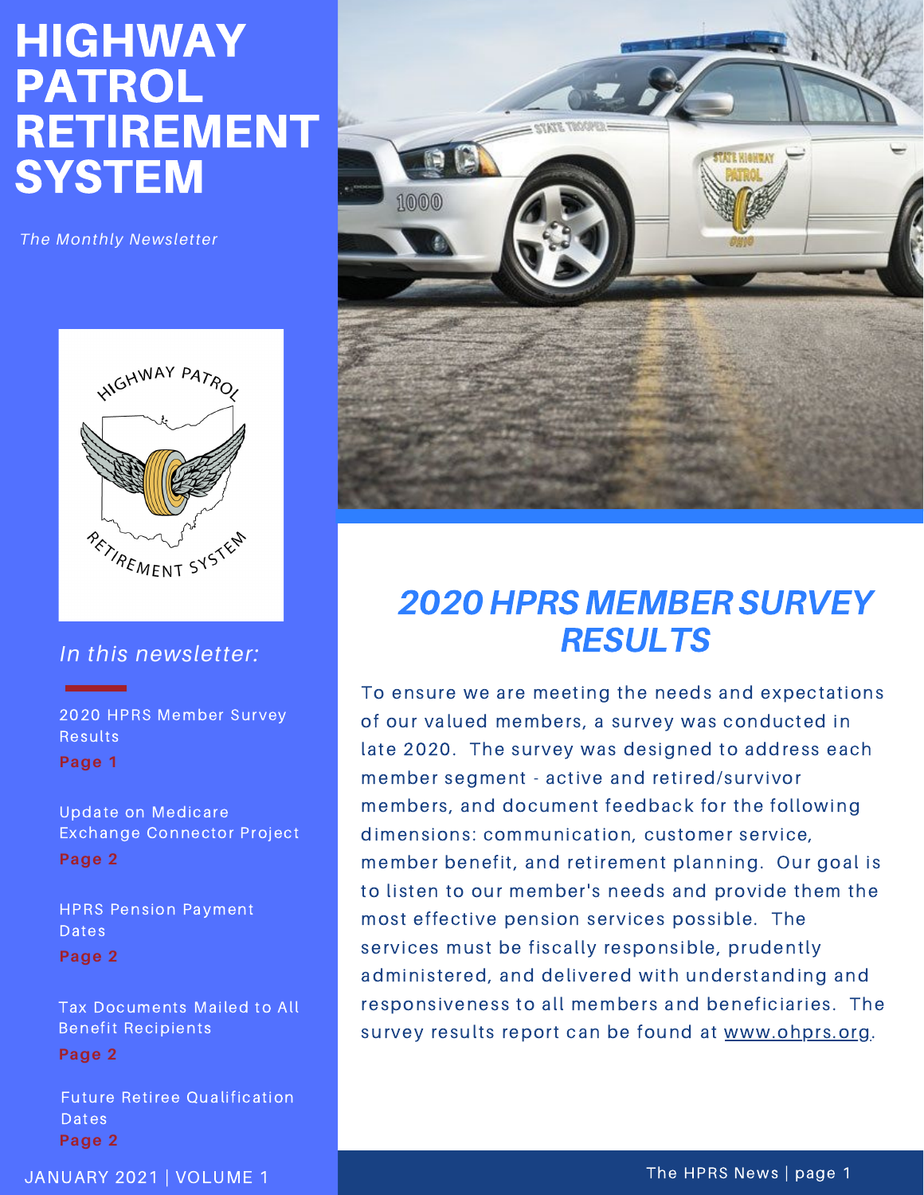# HIGHWAY PATROL RETIREMENT SYSTEM

*The Monthly Newsletter*

*In this newsletter:*

2020 HPRS Member Survey Results
**Page 1**

Update on Medicare Exchange Connector Project
**Page 2**

HPRS Pension Payment Dates
**Page 2**

Tax Documents Mailed to All Benefit Recipients
**Page 2**

Future Retiree Qualification Dates
**Page 2**

JANUARY 2021 | VOLUME 1

## *2020 HPRS MEMBER SURVEY RESULTS*

To ensure we are meeting the needs and expectations of our valued members, a survey was conducted in late 2020. The survey was designed to address each member segment - active and retired/survivor members, and document feedback for the following dimensions: communication, customer service, member benefit, and retirement planning. Our goal is to listen to our member's needs and provide them the most effective pension services possible. The services must be fiscally responsible, prudently administered, and delivered with understanding and responsiveness to all members and beneficiaries. The survey results report can be found at www.ohprs.org.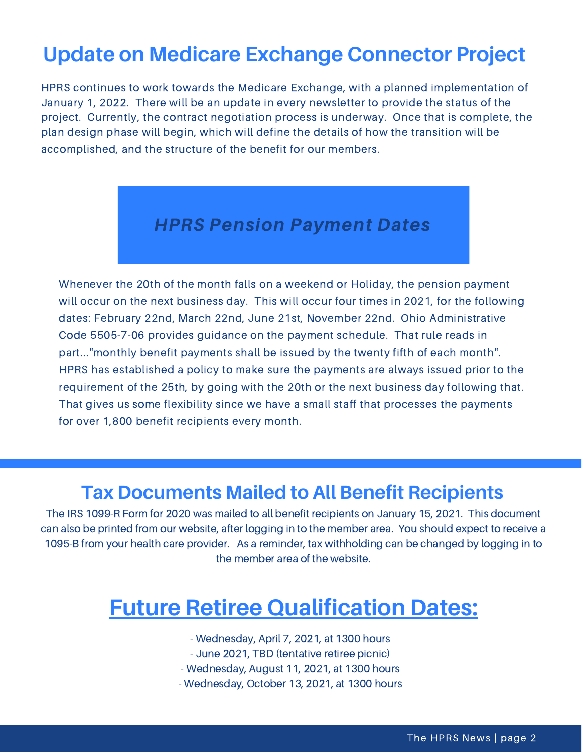# Update on Medicare Exchange Connector Project

HPRS continues to work towards the Medicare Exchange, with a planned implementation of January 1, 2022. There will be an update in every newsletter to provide the status of the project. Currently, the contract negotiation process is underway. Once that is complete, the plan design phase will begin, which will define the details of how the transition will be accomplished, and the structure of the benefit for our members.

## *HPRS Pension Payment Dates*

Whenever the 20th of the month falls on a weekend or Holiday, the pension payment will occur on the next business day. This will occur four times in 2021, for the following dates: February 22nd, March 22nd, June 21st, November 22nd. Ohio Administrative Code 5505-7-06 provides guidance on the payment schedule. That rule reads in part..."monthly benefit payments shall be issued by the twenty fifth of each month". HPRS has established a policy to make sure the payments are always issued prior to the requirement of the 25th, by going with the 20th or the next business day following that. That gives us some flexibility since we have a small staff that processes the payments for over 1,800 benefit recipients every month.

# Tax Documents Mailed to All Benefit Recipients

The IRS 1099-R Form for 2020 was mailed to all benefit recipients on January 15, 2021. This document can also be printed from our website, after logging in to the member area. You should expect to receive a 1095-B from your health care provider. As a reminder, tax withholding can be changed by logging in to the member area of the website.

# Future Retiree Qualification Dates:

- Wednesday, April 7, 2021, at 1300 hours
- June 2021, TBD (tentative retiree picnic)
- Wednesday, August 11, 2021, at 1300 hours
- Wednesday, October 13, 2021, at 1300 hours